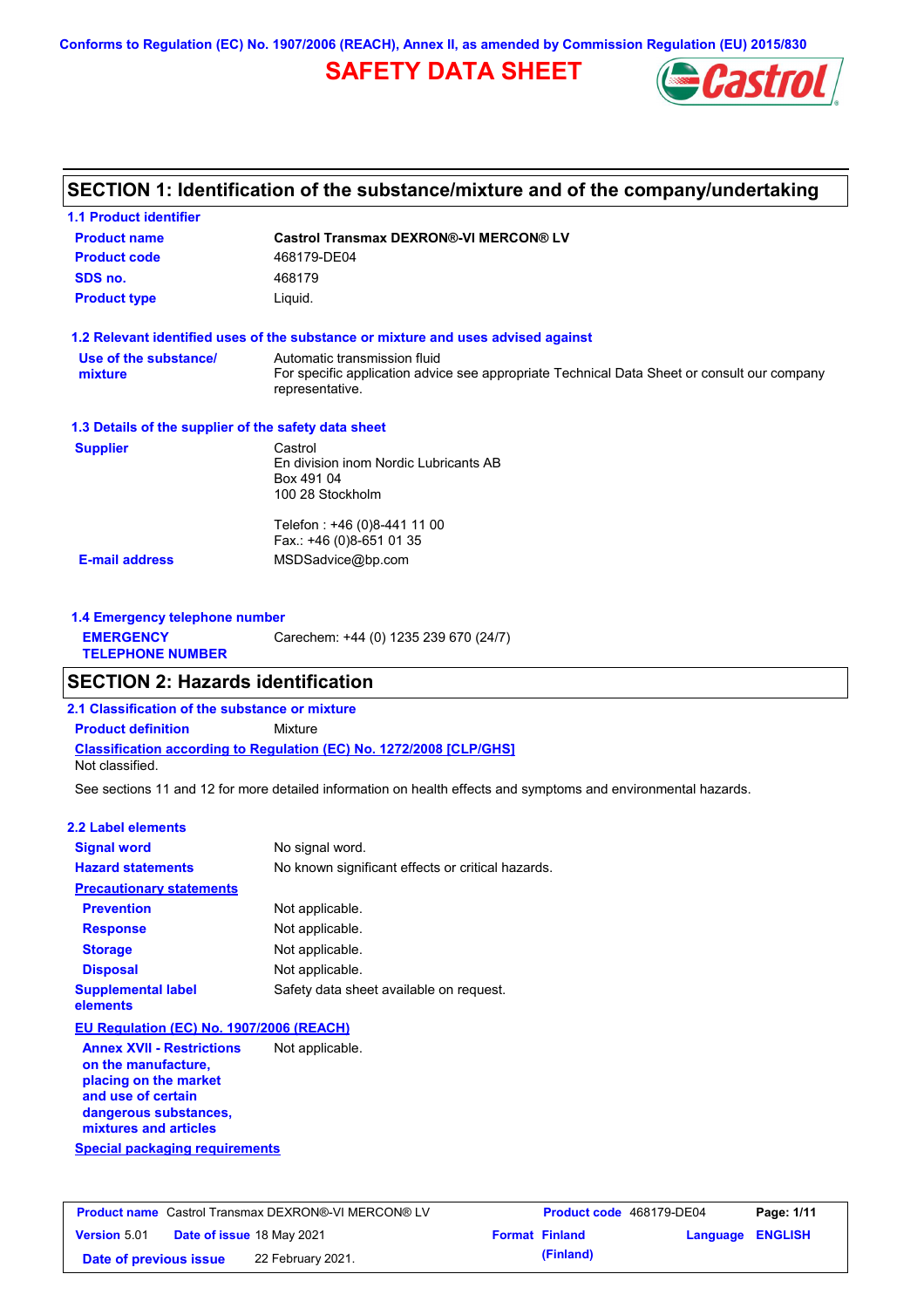Conforms to Regulation (EC) No. 1907/2006 (REACH), Annex II, as amended by Commission Regulation (EU) 2015/830

# SAFETY DATA SHEET

## SECTION 1: Identification of the substance/mixture and of the company/undertaking

### 1.1 Product identifier

**Product name** Castrol Transmax DEXRON®-VI MERCON® LV

**Product code** 468179-DE04

**SDS no.** 468179

**Product type** Liquid.

### 1.2 Relevant identified uses of the substance or mixture and uses advised against

**Use of the substance/ mixture** Automatic transmission fluid
For specific application advice see appropriate Technical Data Sheet or consult our company representative.

### 1.3 Details of the supplier of the safety data sheet

**Supplier**
Castrol
En division inom Nordic Lubricants AB
Box 491 04
100 28 Stockholm

Telefon : +46 (0)8-441 11 00
Fax.: +46 (0)8-651 01 35

**E-mail address** MSDSadvice@bp.com

### 1.4 Emergency telephone number

**EMERGENCY TELEPHONE NUMBER** Carechem: +44 (0) 1235 239 670 (24/7)

## SECTION 2: Hazards identification

### 2.1 Classification of the substance or mixture

**Product definition** Mixture

**Classification according to Regulation (EC) No. 1272/2008 [CLP/GHS]**

Not classified.

See sections 11 and 12 for more detailed information on health effects and symptoms and environmental hazards.

### 2.2 Label elements

**Signal word** No signal word.

**Hazard statements** No known significant effects or critical hazards.

**Precautionary statements**

**Prevention** Not applicable.

**Response** Not applicable.

**Storage** Not applicable.

**Disposal** Not applicable.

**Supplemental label elements** Safety data sheet available on request.

**EU Regulation (EC) No. 1907/2006 (REACH)**

**Annex XVII - Restrictions on the manufacture, placing on the market and use of certain dangerous substances, mixtures and articles** Not applicable.

**Special packaging requirements**

| Product name Castrol Transmax DEXRON®-VI MERCON® LV | Product code 468179-DE04 | Page: 1/11 |
|---|---|---|
| Version 5.01 Date of issue 18 May 2021 | Format Finland (Finland) | Language ENGLISH |
| Date of previous issue 22 February 2021. | | |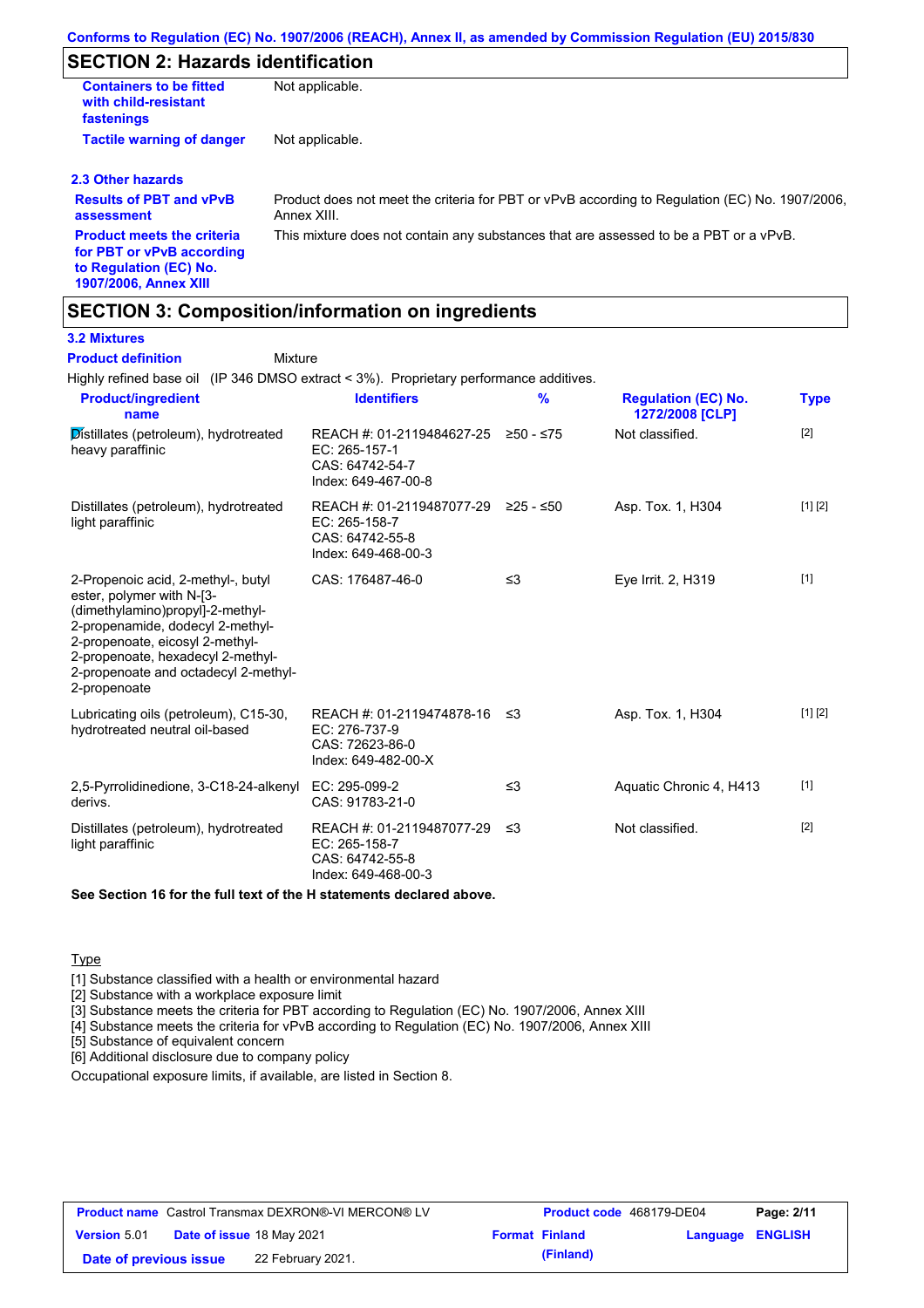## SECTION 2: Hazards identification

| | |
|---|---|
| **Containers to be fitted with child-resistant fastenings** | Not applicable. |
| **Tactile warning of danger** | Not applicable. |

### 2.3 Other hazards

| | |
|---|---|
| **Results of PBT and vPvB assessment** | Product does not meet the criteria for PBT or vPvB according to Regulation (EC) No. 1907/2006, Annex XIII. |
| **Product meets the criteria for PBT or vPvB according to Regulation (EC) No. 1907/2006, Annex XIII** | This mixture does not contain any substances that are assessed to be a PBT or a vPvB. |

## SECTION 3: Composition/information on ingredients

### 3.2 Mixtures

**Product definition** Mixture

Highly refined base oil (IP 346 DMSO extract < 3%). Proprietary performance additives.

| Product/ingredient name | Identifiers | % | Regulation (EC) No. 1272/2008 [CLP] | Type |
|---|---|---|---|---|
| Distillates (petroleum), hydrotreated heavy paraffinic | REACH #: 01-2119484627-25<br>EC: 265-157-1<br>CAS: 64742-54-7<br>Index: 649-467-00-8 | ≥50 - ≤75 | Not classified. | [2] |
| Distillates (petroleum), hydrotreated light paraffinic | REACH #: 01-2119487077-29<br>EC: 265-158-7<br>CAS: 64742-55-8<br>Index: 649-468-00-3 | ≥25 - ≤50 | Asp. Tox. 1, H304 | [1] [2] |
| 2-Propenoic acid, 2-methyl-, butyl ester, polymer with N-[3-(dimethylamino)propyl]-2-methyl-2-propenamide, dodecyl 2-methyl-2-propenoate, eicosyl 2-methyl-2-propenoate, hexadecyl 2-methyl-2-propenoate and octadecyl 2-methyl-2-propenoate | CAS: 176487-46-0 | ≤3 | Eye Irrit. 2, H319 | [1] |
| Lubricating oils (petroleum), C15-30, hydrotreated neutral oil-based | REACH #: 01-2119474878-16<br>EC: 276-737-9<br>CAS: 72623-86-0<br>Index: 649-482-00-X | ≤3 | Asp. Tox. 1, H304 | [1] [2] |
| 2,5-Pyrrolidinedione, 3-C18-24-alkenyl derivs. | EC: 295-099-2<br>CAS: 91783-21-0 | ≤3 | Aquatic Chronic 4, H413 | [1] |
| Distillates (petroleum), hydrotreated light paraffinic | REACH #: 01-2119487077-29<br>EC: 265-158-7<br>CAS: 64742-55-8<br>Index: 649-468-00-3 | ≤3 | Not classified. | [2] |

**See Section 16 for the full text of the H statements declared above.**

Type

[1] Substance classified with a health or environmental hazard
[2] Substance with a workplace exposure limit
[3] Substance meets the criteria for PBT according to Regulation (EC) No. 1907/2006, Annex XIII
[4] Substance meets the criteria for vPvB according to Regulation (EC) No. 1907/2006, Annex XIII
[5] Substance of equivalent concern
[6] Additional disclosure due to company policy

Occupational exposure limits, if available, are listed in Section 8.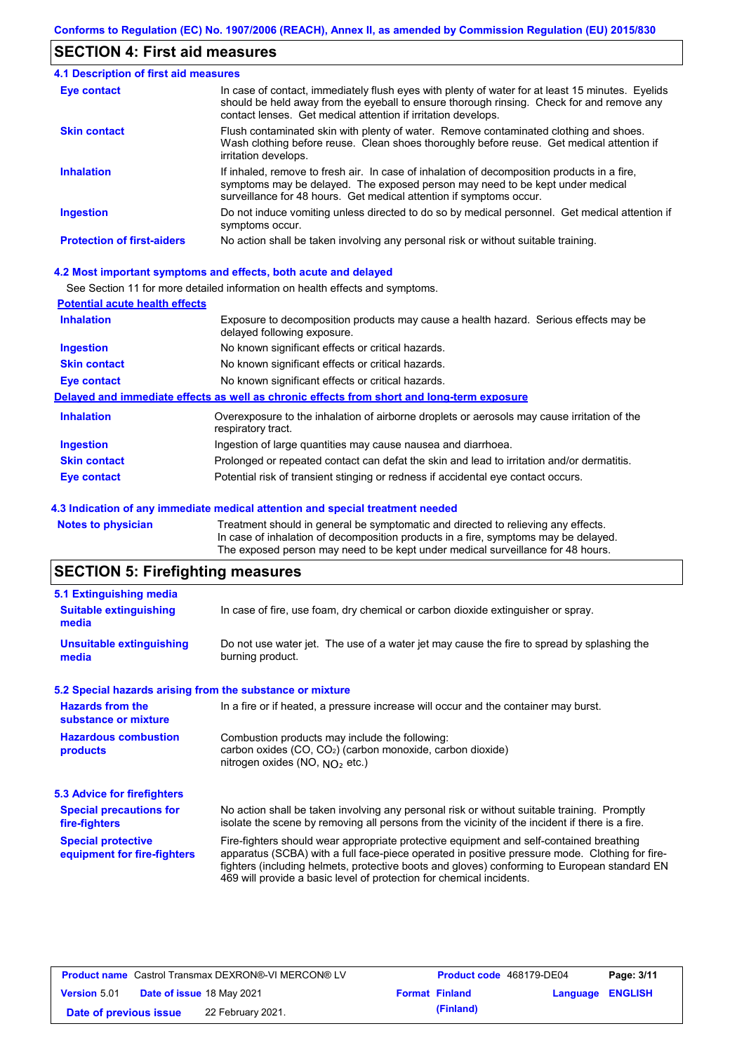## SECTION 4: First aid measures

### 4.1 Description of first aid measures

| | |
|---|---|
| **Eye contact** | In case of contact, immediately flush eyes with plenty of water for at least 15 minutes. Eyelids should be held away from the eyeball to ensure thorough rinsing. Check for and remove any contact lenses. Get medical attention if irritation develops. |
| **Skin contact** | Flush contaminated skin with plenty of water. Remove contaminated clothing and shoes. Wash clothing before reuse. Clean shoes thoroughly before reuse. Get medical attention if irritation develops. |
| **Inhalation** | If inhaled, remove to fresh air. In case of inhalation of decomposition products in a fire, symptoms may be delayed. The exposed person may need to be kept under medical surveillance for 48 hours. Get medical attention if symptoms occur. |
| **Ingestion** | Do not induce vomiting unless directed to do so by medical personnel. Get medical attention if symptoms occur. |
| **Protection of first-aiders** | No action shall be taken involving any personal risk or without suitable training. |

### 4.2 Most important symptoms and effects, both acute and delayed

See Section 11 for more detailed information on health effects and symptoms.

**Potential acute health effects**

| | |
|---|---|
| **Inhalation** | Exposure to decomposition products may cause a health hazard. Serious effects may be delayed following exposure. |
| **Ingestion** | No known significant effects or critical hazards. |
| **Skin contact** | No known significant effects or critical hazards. |
| **Eye contact** | No known significant effects or critical hazards. |

**Delayed and immediate effects as well as chronic effects from short and long-term exposure**

| | |
|---|---|
| **Inhalation** | Overexposure to the inhalation of airborne droplets or aerosols may cause irritation of the respiratory tract. |
| **Ingestion** | Ingestion of large quantities may cause nausea and diarrhoea. |
| **Skin contact** | Prolonged or repeated contact can defat the skin and lead to irritation and/or dermatitis. |
| **Eye contact** | Potential risk of transient stinging or redness if accidental eye contact occurs. |

### 4.3 Indication of any immediate medical attention and special treatment needed

| | |
|---|---|
| **Notes to physician** | Treatment should in general be symptomatic and directed to relieving any effects. In case of inhalation of decomposition products in a fire, symptoms may be delayed. The exposed person may need to be kept under medical surveillance for 48 hours. |

## SECTION 5: Firefighting measures

### 5.1 Extinguishing media

| | |
|---|---|
| **Suitable extinguishing media** | In case of fire, use foam, dry chemical or carbon dioxide extinguisher or spray. |
| **Unsuitable extinguishing media** | Do not use water jet. The use of a water jet may cause the fire to spread by splashing the burning product. |

### 5.2 Special hazards arising from the substance or mixture

| | |
|---|---|
| **Hazards from the substance or mixture** | In a fire or if heated, a pressure increase will occur and the container may burst. |
| **Hazardous combustion products** | Combustion products may include the following: carbon oxides (CO, $CO_2$) (carbon monoxide, carbon dioxide) nitrogen oxides (NO, $NO_2$ etc.) |

### 5.3 Advice for firefighters

| | |
|---|---|
| **Special precautions for fire-fighters** | No action shall be taken involving any personal risk or without suitable training. Promptly isolate the scene by removing all persons from the vicinity of the incident if there is a fire. |
| **Special protective equipment for fire-fighters** | Fire-fighters should wear appropriate protective equipment and self-contained breathing apparatus (SCBA) with a full face-piece operated in positive pressure mode. Clothing for fire-fighters (including helmets, protective boots and gloves) conforming to European standard EN 469 will provide a basic level of protection for chemical incidents. |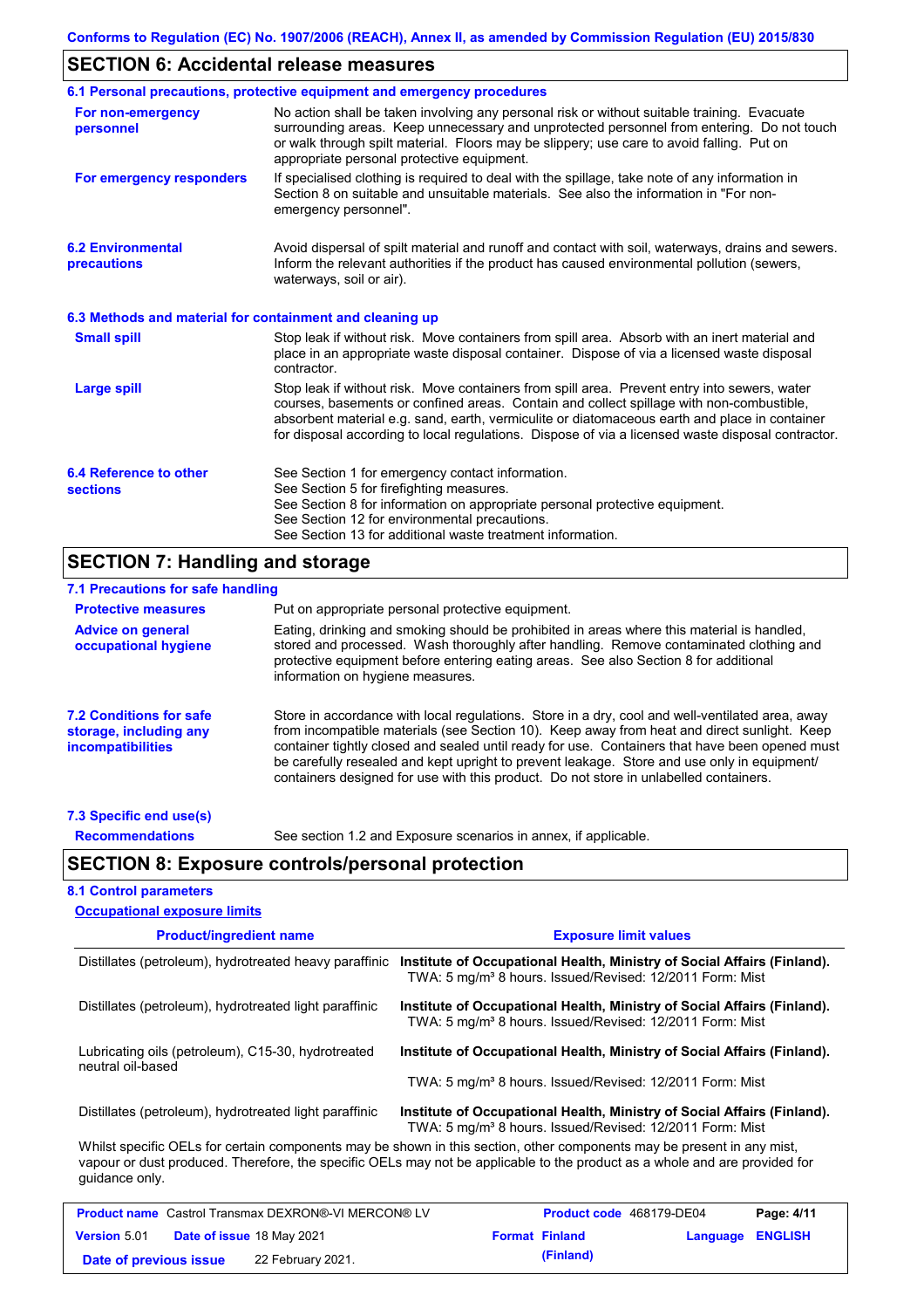## SECTION 6: Accidental release measures

### 6.1 Personal precautions, protective equipment and emergency procedures

**For non-emergency personnel**

No action shall be taken involving any personal risk or without suitable training. Evacuate surrounding areas. Keep unnecessary and unprotected personnel from entering. Do not touch or walk through spilt material. Floors may be slippery; use care to avoid falling. Put on appropriate personal protective equipment.

**For emergency responders**

If specialised clothing is required to deal with the spillage, take note of any information in Section 8 on suitable and unsuitable materials. See also the information in "For non-emergency personnel".

### 6.2 Environmental precautions

Avoid dispersal of spilt material and runoff and contact with soil, waterways, drains and sewers. Inform the relevant authorities if the product has caused environmental pollution (sewers, waterways, soil or air).

### 6.3 Methods and material for containment and cleaning up

**Small spill**

Stop leak if without risk. Move containers from spill area. Absorb with an inert material and place in an appropriate waste disposal container. Dispose of via a licensed waste disposal contractor.

**Large spill**

Stop leak if without risk. Move containers from spill area. Prevent entry into sewers, water courses, basements or confined areas. Contain and collect spillage with non-combustible, absorbent material e.g. sand, earth, vermiculite or diatomaceous earth and place in container for disposal according to local regulations. Dispose of via a licensed waste disposal contractor.

### 6.4 Reference to other sections

See Section 1 for emergency contact information.
See Section 5 for firefighting measures.
See Section 8 for information on appropriate personal protective equipment.
See Section 12 for environmental precautions.
See Section 13 for additional waste treatment information.

## SECTION 7: Handling and storage

### 7.1 Precautions for safe handling

**Protective measures**

Put on appropriate personal protective equipment.

**Advice on general occupational hygiene**

Eating, drinking and smoking should be prohibited in areas where this material is handled, stored and processed. Wash thoroughly after handling. Remove contaminated clothing and protective equipment before entering eating areas. See also Section 8 for additional information on hygiene measures.

### 7.2 Conditions for safe storage, including any incompatibilities

Store in accordance with local regulations. Store in a dry, cool and well-ventilated area, away from incompatible materials (see Section 10). Keep away from heat and direct sunlight. Keep container tightly closed and sealed until ready for use. Containers that have been opened must be carefully resealed and kept upright to prevent leakage. Store and use only in equipment/ containers designed for use with this product. Do not store in unlabelled containers.

### 7.3 Specific end use(s)

**Recommendations**

See section 1.2 and Exposure scenarios in annex, if applicable.

## SECTION 8: Exposure controls/personal protection

### 8.1 Control parameters

**Occupational exposure limits**

| Product/ingredient name | Exposure limit values |
|---|---|
| Distillates (petroleum), hydrotreated heavy paraffinic | **Institute of Occupational Health, Ministry of Social Affairs (Finland).** TWA: 5 mg/m³ 8 hours. Issued/Revised: 12/2011 Form: Mist |
| Distillates (petroleum), hydrotreated light paraffinic | **Institute of Occupational Health, Ministry of Social Affairs (Finland).** TWA: 5 mg/m³ 8 hours. Issued/Revised: 12/2011 Form: Mist |
| Lubricating oils (petroleum), C15-30, hydrotreated neutral oil-based | **Institute of Occupational Health, Ministry of Social Affairs (Finland).** TWA: 5 mg/m³ 8 hours. Issued/Revised: 12/2011 Form: Mist |
| Distillates (petroleum), hydrotreated light paraffinic | **Institute of Occupational Health, Ministry of Social Affairs (Finland).** TWA: 5 mg/m³ 8 hours. Issued/Revised: 12/2011 Form: Mist |

Whilst specific OELs for certain components may be shown in this section, other components may be present in any mist, vapour or dust produced. Therefore, the specific OELs may not be applicable to the product as a whole and are provided for guidance only.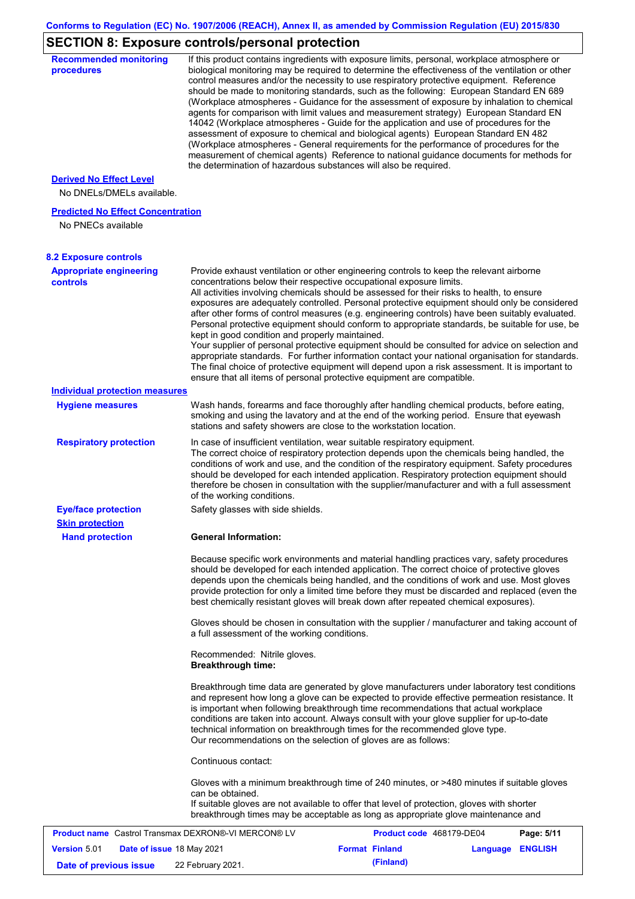## SECTION 8: Exposure controls/personal protection

**Recommended monitoring procedures**

If this product contains ingredients with exposure limits, personal, workplace atmosphere or biological monitoring may be required to determine the effectiveness of the ventilation or other control measures and/or the necessity to use respiratory protective equipment. Reference should be made to monitoring standards, such as the following: European Standard EN 689 (Workplace atmospheres - Guidance for the assessment of exposure by inhalation to chemical agents for comparison with limit values and measurement strategy) European Standard EN 14042 (Workplace atmospheres - Guide for the application and use of procedures for the assessment of exposure to chemical and biological agents) European Standard EN 482 (Workplace atmospheres - General requirements for the performance of procedures for the measurement of chemical agents) Reference to national guidance documents for methods for the determination of hazardous substances will also be required.

**Derived No Effect Level**

No DNELs/DMELs available.

**Predicted No Effect Concentration**

No PNECs available

### 8.2 Exposure controls

**Appropriate engineering controls**

Provide exhaust ventilation or other engineering controls to keep the relevant airborne concentrations below their respective occupational exposure limits.
All activities involving chemicals should be assessed for their risks to health, to ensure exposures are adequately controlled. Personal protective equipment should only be considered after other forms of control measures (e.g. engineering controls) have been suitably evaluated. Personal protective equipment should conform to appropriate standards, be suitable for use, be kept in good condition and properly maintained.
Your supplier of personal protective equipment should be consulted for advice on selection and appropriate standards. For further information contact your national organisation for standards.
The final choice of protective equipment will depend upon a risk assessment. It is important to ensure that all items of personal protective equipment are compatible.

**Individual protection measures**

**Hygiene measures**

Wash hands, forearms and face thoroughly after handling chemical products, before eating, smoking and using the lavatory and at the end of the working period. Ensure that eyewash stations and safety showers are close to the workstation location.

**Respiratory protection**

In case of insufficient ventilation, wear suitable respiratory equipment.
The correct choice of respiratory protection depends upon the chemicals being handled, the conditions of work and use, and the condition of the respiratory equipment. Safety procedures should be developed for each intended application. Respiratory protection equipment should therefore be chosen in consultation with the supplier/manufacturer and with a full assessment of the working conditions.

**Eye/face protection**

Safety glasses with side shields.

**Skin protection**

**Hand protection**

**General Information:**

Because specific work environments and material handling practices vary, safety procedures should be developed for each intended application. The correct choice of protective gloves depends upon the chemicals being handled, and the conditions of work and use. Most gloves provide protection for only a limited time before they must be discarded and replaced (even the best chemically resistant gloves will break down after repeated chemical exposures).

Gloves should be chosen in consultation with the supplier / manufacturer and taking account of a full assessment of the working conditions.

Recommended: Nitrile gloves.
**Breakthrough time:**

Breakthrough time data are generated by glove manufacturers under laboratory test conditions and represent how long a glove can be expected to provide effective permeation resistance. It is important when following breakthrough time recommendations that actual workplace conditions are taken into account. Always consult with your glove supplier for up-to-date technical information on breakthrough times for the recommended glove type.
Our recommendations on the selection of gloves are as follows:

Continuous contact:

Gloves with a minimum breakthrough time of 240 minutes, or >480 minutes if suitable gloves can be obtained.
If suitable gloves are not available to offer that level of protection, gloves with shorter breakthrough times may be acceptable as long as appropriate glove maintenance and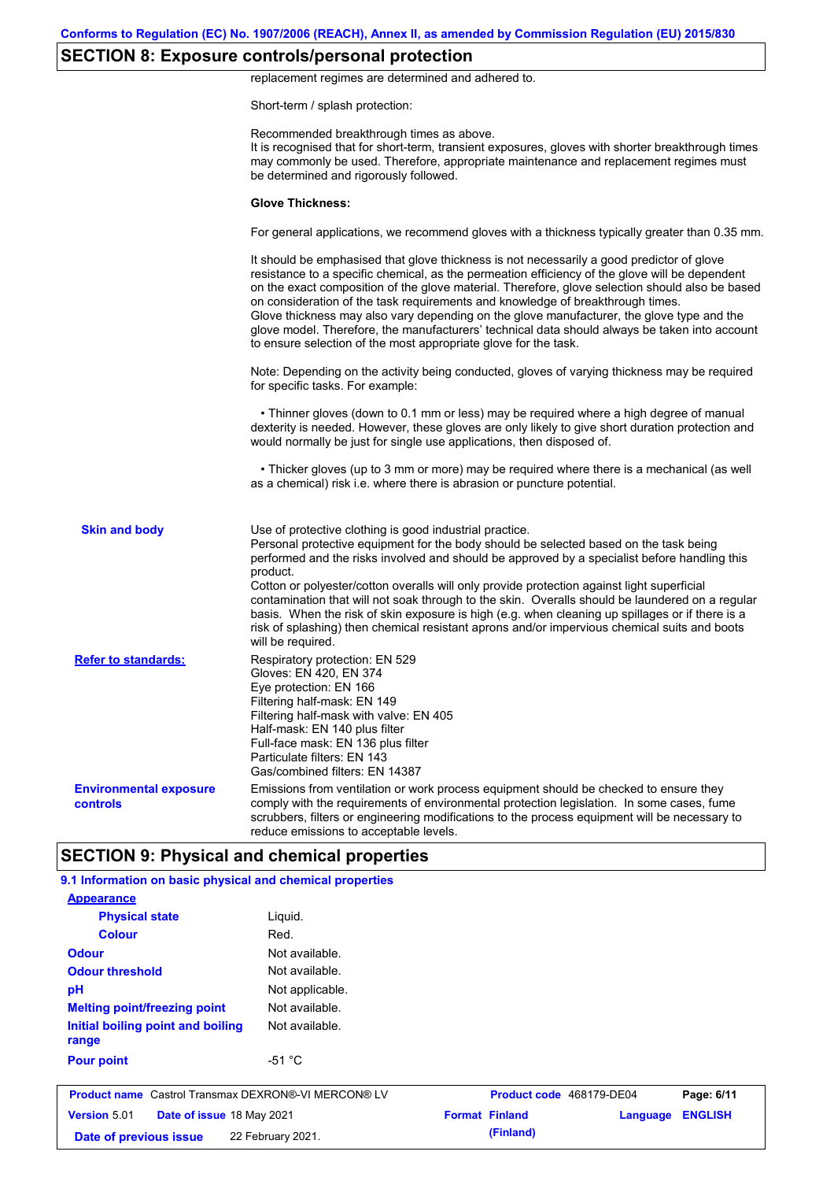## SECTION 8: Exposure controls/personal protection

replacement regimes are determined and adhered to.

Short-term / splash protection:

Recommended breakthrough times as above.
It is recognised that for short-term, transient exposures, gloves with shorter breakthrough times may commonly be used. Therefore, appropriate maintenance and replacement regimes must be determined and rigorously followed.

**Glove Thickness:**

For general applications, we recommend gloves with a thickness typically greater than 0.35 mm.

It should be emphasised that glove thickness is not necessarily a good predictor of glove resistance to a specific chemical, as the permeation efficiency of the glove will be dependent on the exact composition of the glove material. Therefore, glove selection should also be based on consideration of the task requirements and knowledge of breakthrough times.
Glove thickness may also vary depending on the glove manufacturer, the glove type and the glove model. Therefore, the manufacturers' technical data should always be taken into account to ensure selection of the most appropriate glove for the task.

Note: Depending on the activity being conducted, gloves of varying thickness may be required for specific tasks. For example:

• Thinner gloves (down to 0.1 mm or less) may be required where a high degree of manual dexterity is needed. However, these gloves are only likely to give short duration protection and would normally be just for single use applications, then disposed of.

• Thicker gloves (up to 3 mm or more) may be required where there is a mechanical (as well as a chemical) risk i.e. where there is abrasion or puncture potential.

**Skin and body**

Use of protective clothing is good industrial practice.
Personal protective equipment for the body should be selected based on the task being performed and the risks involved and should be approved by a specialist before handling this product.
Cotton or polyester/cotton overalls will only provide protection against light superficial contamination that will not soak through to the skin. Overalls should be laundered on a regular basis. When the risk of skin exposure is high (e.g. when cleaning up spillages or if there is a risk of splashing) then chemical resistant aprons and/or impervious chemical suits and boots will be required.

**Refer to standards:**

Respiratory protection: EN 529
Gloves: EN 420, EN 374
Eye protection: EN 166
Filtering half-mask: EN 149
Filtering half-mask with valve: EN 405
Half-mask: EN 140 plus filter
Full-face mask: EN 136 plus filter
Particulate filters: EN 143
Gas/combined filters: EN 14387

**Environmental exposure controls**

Emissions from ventilation or work process equipment should be checked to ensure they comply with the requirements of environmental protection legislation. In some cases, fume scrubbers, filters or engineering modifications to the process equipment will be necessary to reduce emissions to acceptable levels.

## SECTION 9: Physical and chemical properties

### 9.1 Information on basic physical and chemical properties

| | |
|---|---|
| **Appearance** | |
| **Physical state** | Liquid. |
| **Colour** | Red. |
| **Odour** | Not available. |
| **Odour threshold** | Not available. |
| **pH** | Not applicable. |
| **Melting point/freezing point** | Not available. |
| **Initial boiling point and boiling range** | Not available. |
| **Pour point** | -51 °C |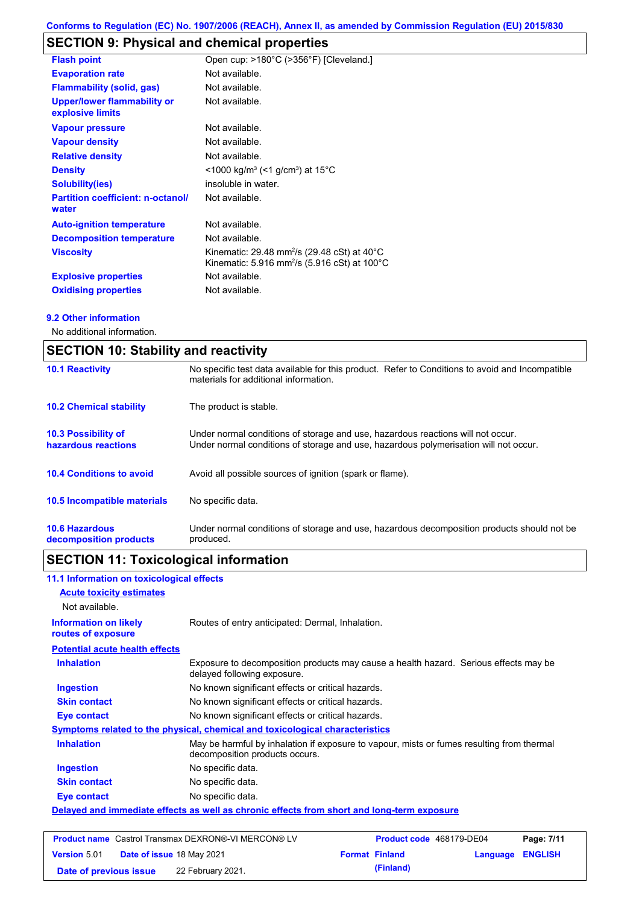## SECTION 9: Physical and chemical properties

| | |
|---|---|
| **Flash point** | Open cup: >180°C (>356°F) [Cleveland.] |
| **Evaporation rate** | Not available. |
| **Flammability (solid, gas)** | Not available. |
| **Upper/lower flammability or explosive limits** | Not available. |
| **Vapour pressure** | Not available. |
| **Vapour density** | Not available. |
| **Relative density** | Not available. |
| **Density** | <1000 kg/m³ (<1 g/cm³) at 15°C |
| **Solubility(ies)** | insoluble in water. |
| **Partition coefficient: n-octanol/ water** | Not available. |
| **Auto-ignition temperature** | Not available. |
| **Decomposition temperature** | Not available. |
| **Viscosity** | Kinematic: 29.48 mm²/s (29.48 cSt) at 40°C<br>Kinematic: 5.916 mm²/s (5.916 cSt) at 100°C |
| **Explosive properties** | Not available. |
| **Oxidising properties** | Not available. |

### 9.2 Other information

No additional information.

## SECTION 10: Stability and reactivity

| | |
|---|---|
| **10.1 Reactivity** | No specific test data available for this product. Refer to Conditions to avoid and Incompatible materials for additional information. |
| **10.2 Chemical stability** | The product is stable. |
| **10.3 Possibility of hazardous reactions** | Under normal conditions of storage and use, hazardous reactions will not occur.<br>Under normal conditions of storage and use, hazardous polymerisation will not occur. |
| **10.4 Conditions to avoid** | Avoid all possible sources of ignition (spark or flame). |
| **10.5 Incompatible materials** | No specific data. |
| **10.6 Hazardous decomposition products** | Under normal conditions of storage and use, hazardous decomposition products should not be produced. |

## SECTION 11: Toxicological information

### 11.1 Information on toxicological effects

**Acute toxicity estimates**

Not available.

| | |
|---|---|
| **Information on likely routes of exposure** | Routes of entry anticipated: Dermal, Inhalation. |

**Potential acute health effects**

| | |
|---|---|
| **Inhalation** | Exposure to decomposition products may cause a health hazard. Serious effects may be delayed following exposure. |
| **Ingestion** | No known significant effects or critical hazards. |
| **Skin contact** | No known significant effects or critical hazards. |
| **Eye contact** | No known significant effects or critical hazards. |

**Symptoms related to the physical, chemical and toxicological characteristics**

| | |
|---|---|
| **Inhalation** | May be harmful by inhalation if exposure to vapour, mists or fumes resulting from thermal decomposition products occurs. |
| **Ingestion** | No specific data. |
| **Skin contact** | No specific data. |
| **Eye contact** | No specific data. |

**Delayed and immediate effects as well as chronic effects from short and long-term exposure**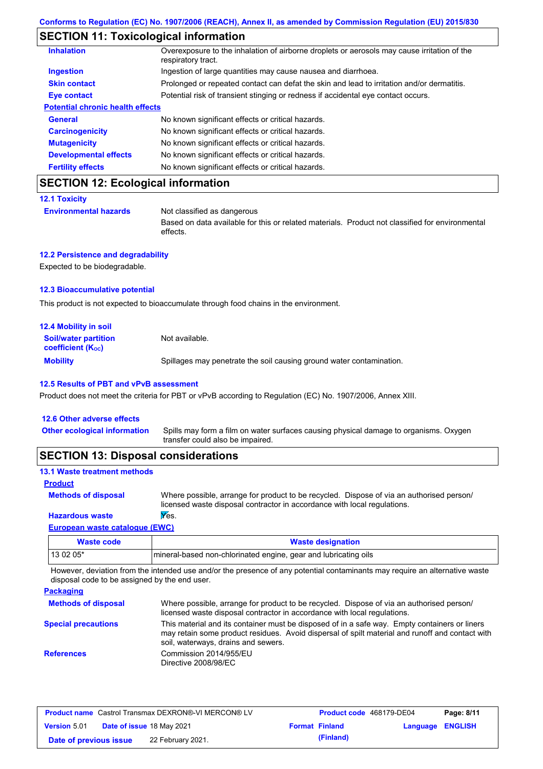Conforms to Regulation (EC) No. 1907/2006 (REACH), Annex II, as amended by Commission Regulation (EU) 2015/830

## SECTION 11: Toxicological information

**Inhalation** Overexposure to the inhalation of airborne droplets or aerosols may cause irritation of the respiratory tract.

**Ingestion** Ingestion of large quantities may cause nausea and diarrhoea.

**Skin contact** Prolonged or repeated contact can defat the skin and lead to irritation and/or dermatitis.

**Eye contact** Potential risk of transient stinging or redness if accidental eye contact occurs.

**Potential chronic health effects**

**General** No known significant effects or critical hazards.

**Carcinogenicity** No known significant effects or critical hazards.

**Mutagenicity** No known significant effects or critical hazards.

**Developmental effects** No known significant effects or critical hazards.

**Fertility effects** No known significant effects or critical hazards.

## SECTION 12: Ecological information

### 12.1 Toxicity

**Environmental hazards** Not classified as dangerous

Based on data available for this or related materials. Product not classified for environmental effects.

### 12.2 Persistence and degradability

Expected to be biodegradable.

### 12.3 Bioaccumulative potential

This product is not expected to bioaccumulate through food chains in the environment.

### 12.4 Mobility in soil

**Soil/water partition coefficient ($K_{OC}$)** Not available.

**Mobility** Spillages may penetrate the soil causing ground water contamination.

### 12.5 Results of PBT and vPvB assessment

Product does not meet the criteria for PBT or vPvB according to Regulation (EC) No. 1907/2006, Annex XIII.

### 12.6 Other adverse effects

**Other ecological information** Spills may form a film on water surfaces causing physical damage to organisms. Oxygen transfer could also be impaired.

## SECTION 13: Disposal considerations

### 13.1 Waste treatment methods

**Product**

**Methods of disposal** Where possible, arrange for product to be recycled. Dispose of via an authorised person/ licensed waste disposal contractor in accordance with local regulations.

**Hazardous waste** Yes.

**European waste catalogue (EWC)**

| Waste code | Waste designation |
|---|---|
| 13 02 05* | mineral-based non-chlorinated engine, gear and lubricating oils |

However, deviation from the intended use and/or the presence of any potential contaminants may require an alternative waste disposal code to be assigned by the end user.

**Packaging**

**Methods of disposal** Where possible, arrange for product to be recycled. Dispose of via an authorised person/ licensed waste disposal contractor in accordance with local regulations.

**Special precautions** This material and its container must be disposed of in a safe way. Empty containers or liners may retain some product residues. Avoid dispersal of spilt material and runoff and contact with soil, waterways, drains and sewers.

**References** Commission 2014/955/EU
Directive 2008/98/EC

| Product name Castrol Transmax DEXRON®-VI MERCON® LV | Product code 468179-DE04 | Page: 8/11 |
|---|---|---|
| Version 5.01 Date of issue 18 May 2021 | Format Finland (Finland) | Language ENGLISH |
| Date of previous issue 22 February 2021. | | |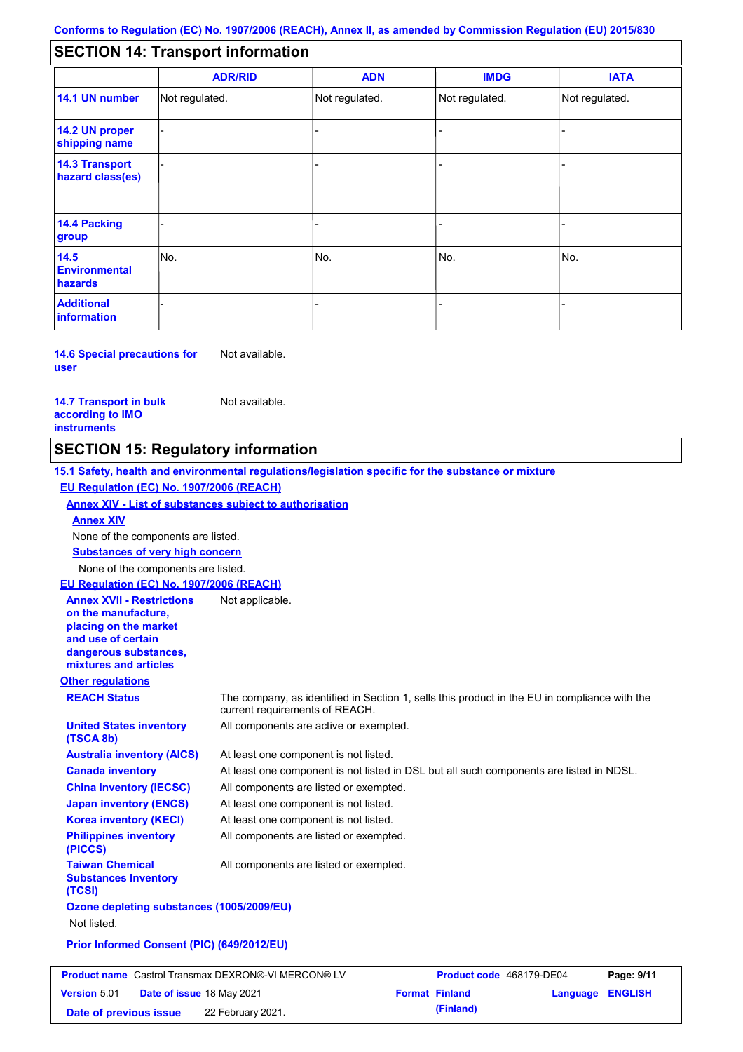Conforms to Regulation (EC) No. 1907/2006 (REACH), Annex II, as amended by Commission Regulation (EU) 2015/830

## SECTION 14: Transport information

| | ADR/RID | ADN | IMDG | IATA |
|---|---|---|---|---|
| **14.1 UN number** | Not regulated. | Not regulated. | Not regulated. | Not regulated. |
| **14.2 UN proper shipping name** | - | - | - | - |
| **14.3 Transport hazard class(es)** | - | - | - | - |
| **14.4 Packing group** | - | - | - | - |
| **14.5 Environmental hazards** | No. | No. | No. | No. |
| **Additional information** | - | - | - | - |

**14.6 Special precautions for user** Not available.

**14.7 Transport in bulk according to IMO instruments** Not available.

## SECTION 15: Regulatory information

**15.1 Safety, health and environmental regulations/legislation specific for the substance or mixture**

**EU Regulation (EC) No. 1907/2006 (REACH)**

**Annex XIV - List of substances subject to authorisation**

**Annex XIV**

None of the components are listed.

**Substances of very high concern**

None of the components are listed.

**EU Regulation (EC) No. 1907/2006 (REACH)**

**Annex XVII - Restrictions on the manufacture, placing on the market and use of certain dangerous substances, mixtures and articles** Not applicable.

**Other regulations**

**REACH Status** The company, as identified in Section 1, sells this product in the EU in compliance with the current requirements of REACH.

**United States inventory (TSCA 8b)** All components are active or exempted.

**Australia inventory (AICS)** At least one component is not listed.

**Canada inventory** At least one component is not listed in DSL but all such components are listed in NDSL.

**China inventory (IECSC)** All components are listed or exempted.

**Japan inventory (ENCS)** At least one component is not listed.

**Korea inventory (KECI)** At least one component is not listed.

**Philippines inventory (PICCS)** All components are listed or exempted.

**Taiwan Chemical Substances Inventory (TCSI)** All components are listed or exempted.

**Ozone depleting substances (1005/2009/EU)**

Not listed.

**Prior Informed Consent (PIC) (649/2012/EU)**

| **Product name** Castrol Transmax DEXRON®-VI MERCON® LV | **Product code** 468179-DE04 | |
|---|---|---|
| **Version** 5.01 **Date of issue** 18 May 2021 | **Format** Finland (Finland) | **Language** ENGLISH |
| **Date of previous issue** 22 February 2021. | | |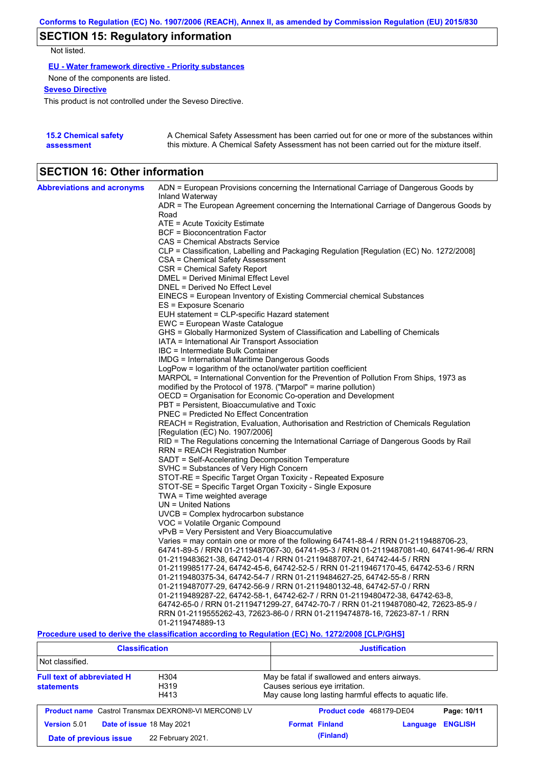## SECTION 15: Regulatory information

Not listed.

**EU - Water framework directive - Priority substances**

None of the components are listed.

**Seveso Directive**

This product is not controlled under the Seveso Directive.

**15.2 Chemical safety assessment**

A Chemical Safety Assessment has been carried out for one or more of the substances within this mixture. A Chemical Safety Assessment has not been carried out for the mixture itself.

## SECTION 16: Other information

**Abbreviations and acronyms**

ADN = European Provisions concerning the International Carriage of Dangerous Goods by Inland Waterway
ADR = The European Agreement concerning the International Carriage of Dangerous Goods by Road
ATE = Acute Toxicity Estimate
BCF = Bioconcentration Factor
CAS = Chemical Abstracts Service
CLP = Classification, Labelling and Packaging Regulation [Regulation (EC) No. 1272/2008]
CSA = Chemical Safety Assessment
CSR = Chemical Safety Report
DMEL = Derived Minimal Effect Level
DNEL = Derived No Effect Level
EINECS = European Inventory of Existing Commercial chemical Substances
ES = Exposure Scenario
EUH statement = CLP-specific Hazard statement
EWC = European Waste Catalogue
GHS = Globally Harmonized System of Classification and Labelling of Chemicals
IATA = International Air Transport Association
IBC = Intermediate Bulk Container
IMDG = International Maritime Dangerous Goods
LogPow = logarithm of the octanol/water partition coefficient
MARPOL = International Convention for the Prevention of Pollution From Ships, 1973 as modified by the Protocol of 1978. ("Marpol" = marine pollution)
OECD = Organisation for Economic Co-operation and Development
PBT = Persistent, Bioaccumulative and Toxic
PNEC = Predicted No Effect Concentration
REACH = Registration, Evaluation, Authorisation and Restriction of Chemicals Regulation [Regulation (EC) No. 1907/2006]
RID = The Regulations concerning the International Carriage of Dangerous Goods by Rail
RRN = REACH Registration Number
SADT = Self-Accelerating Decomposition Temperature
SVHC = Substances of Very High Concern
STOT-RE = Specific Target Organ Toxicity - Repeated Exposure
STOT-SE = Specific Target Organ Toxicity - Single Exposure
TWA = Time weighted average
UN = United Nations
UVCB = Complex hydrocarbon substance
VOC = Volatile Organic Compound
vPvB = Very Persistent and Very Bioaccumulative
Varies = may contain one or more of the following 64741-88-4 / RRN 01-2119488706-23, 64741-89-5 / RRN 01-2119487067-30, 64741-95-3 / RRN 01-2119487081-40, 64741-96-4/ RRN 01-2119483621-38, 64742-01-4 / RRN 01-2119488707-21, 64742-44-5 / RRN 01-2119985177-24, 64742-45-6, 64742-52-5 / RRN 01-2119467170-45, 64742-53-6 / RRN 01-2119480375-34, 64742-54-7 / RRN 01-2119484627-25, 64742-55-8 / RRN 01-2119487077-29, 64742-56-9 / RRN 01-2119480132-48, 64742-57-0 / RRN 01-2119489287-22, 64742-58-1, 64742-62-7 / RRN 01-2119480472-38, 64742-63-8, 64742-65-0 / RRN 01-2119471299-27, 64742-70-7 / RRN 01-2119487080-42, 72623-85-9 / RRN 01-2119555262-43, 72623-86-0 / RRN 01-2119474878-16, 72623-87-1 / RRN 01-2119474889-13

**Procedure used to derive the classification according to Regulation (EC) No. 1272/2008 [CLP/GHS]**

| Classification | Justification |
|---|---|
| Not classified. | |

**Full text of abbreviated H statements**

| | |
|---|---|
| H304 | May be fatal if swallowed and enters airways. |
| H319 | Causes serious eye irritation. |
| H413 | May cause long lasting harmful effects to aquatic life. |

| | | | |
|---|---|---|---|
| **Product name** Castrol Transmax DEXRON®-VI MERCON® LV | **Product code** 468179-DE04 | | |
| **Version** 5.01 | **Date of issue** 18 May 2021 | **Format** Finland (Finland) | **Language** ENGLISH |
| **Date of previous issue** | 22 February 2021. | | |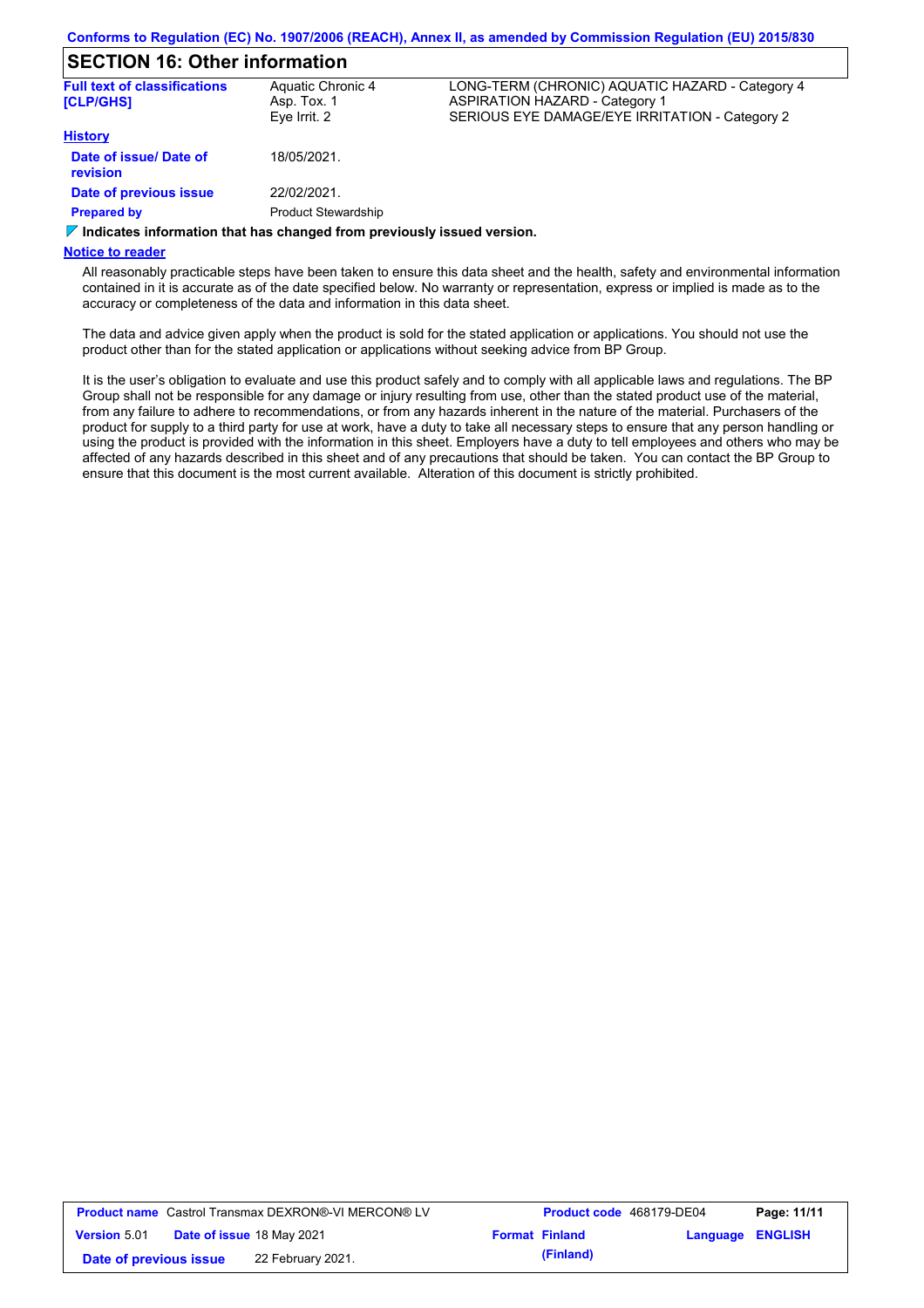## SECTION 16: Other information

| | | |
|---|---|---|
| **Full text of classifications [CLP/GHS]** | Aquatic Chronic 4 | LONG-TERM (CHRONIC) AQUATIC HAZARD - Category 4 |
| | Asp. Tox. 1 | ASPIRATION HAZARD - Category 1 |
| | Eye Irrit. 2 | SERIOUS EYE DAMAGE/EYE IRRITATION - Category 2 |

**History**

| | |
|---|---|
| **Date of issue/ Date of revision** | 18/05/2021. |
| **Date of previous issue** | 22/02/2021. |
| **Prepared by** | Product Stewardship |

**Indicates information that has changed from previously issued version.**

**Notice to reader**

All reasonably practicable steps have been taken to ensure this data sheet and the health, safety and environmental information contained in it is accurate as of the date specified below. No warranty or representation, express or implied is made as to the accuracy or completeness of the data and information in this data sheet.

The data and advice given apply when the product is sold for the stated application or applications. You should not use the product other than for the stated application or applications without seeking advice from BP Group.

It is the user's obligation to evaluate and use this product safely and to comply with all applicable laws and regulations. The BP Group shall not be responsible for any damage or injury resulting from use, other than the stated product use of the material, from any failure to adhere to recommendations, or from any hazards inherent in the nature of the material. Purchasers of the product for supply to a third party for use at work, have a duty to take all necessary steps to ensure that any person handling or using the product is provided with the information in this sheet. Employers have a duty to tell employees and others who may be affected of any hazards described in this sheet and of any precautions that should be taken. You can contact the BP Group to ensure that this document is the most current available. Alteration of this document is strictly prohibited.